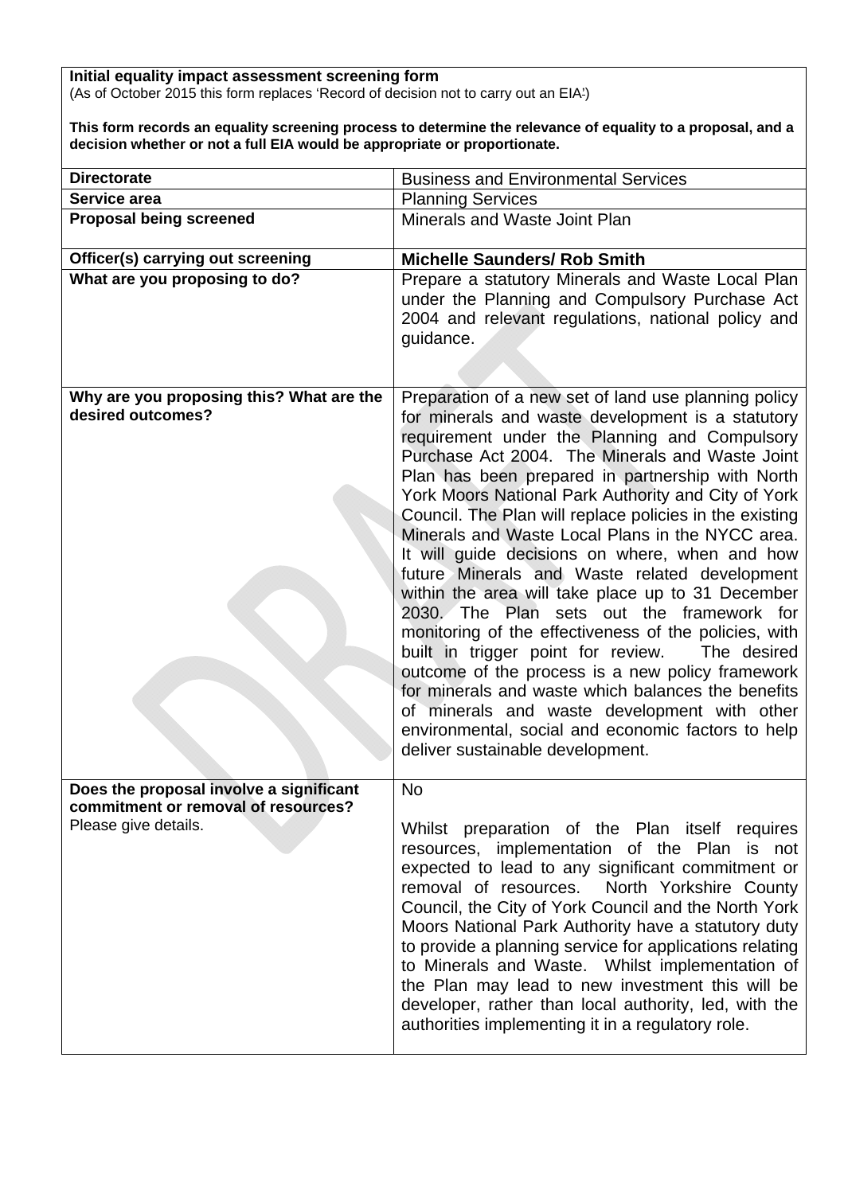**Initial equality impact assessment screening form**
(As of October 2015 this form replaces 'Record of decision not to carry out an EIA')

**This form records an equality screening process to determine the relevance of equality to a proposal, and a decision whether or not a full EIA would be appropriate or proportionate.**

| | |
|---|---|
| **Directorate** | Business and Environmental Services |
| **Service area** | Planning Services |
| **Proposal being screened** | Minerals and Waste Joint Plan |
| **Officer(s) carrying out screening** | **Michelle Saunders/ Rob Smith** |
| **What are you proposing to do?** | Prepare a statutory Minerals and Waste Local Plan under the Planning and Compulsory Purchase Act 2004 and relevant regulations, national policy and guidance. |
| **Why are you proposing this? What are the desired outcomes?** | Preparation of a new set of land use planning policy for minerals and waste development is a statutory requirement under the Planning and Compulsory Purchase Act 2004. The Minerals and Waste Joint Plan has been prepared in partnership with North York Moors National Park Authority and City of York Council. The Plan will replace policies in the existing Minerals and Waste Local Plans in the NYCC area. It will guide decisions on where, when and how future Minerals and Waste related development within the area will take place up to 31 December 2030. The Plan sets out the framework for monitoring of the effectiveness of the policies, with built in trigger point for review. The desired outcome of the process is a new policy framework for minerals and waste which balances the benefits of minerals and waste development with other environmental, social and economic factors to help deliver sustainable development. |
| **Does the proposal involve a significant commitment or removal of resources?** Please give details. | No<br><br>Whilst preparation of the Plan itself requires resources, implementation of the Plan is not expected to lead to any significant commitment or removal of resources. North Yorkshire County Council, the City of York Council and the North York Moors National Park Authority have a statutory duty to provide a planning service for applications relating to Minerals and Waste. Whilst implementation of the Plan may lead to new investment this will be developer, rather than local authority, led, with the authorities implementing it in a regulatory role. |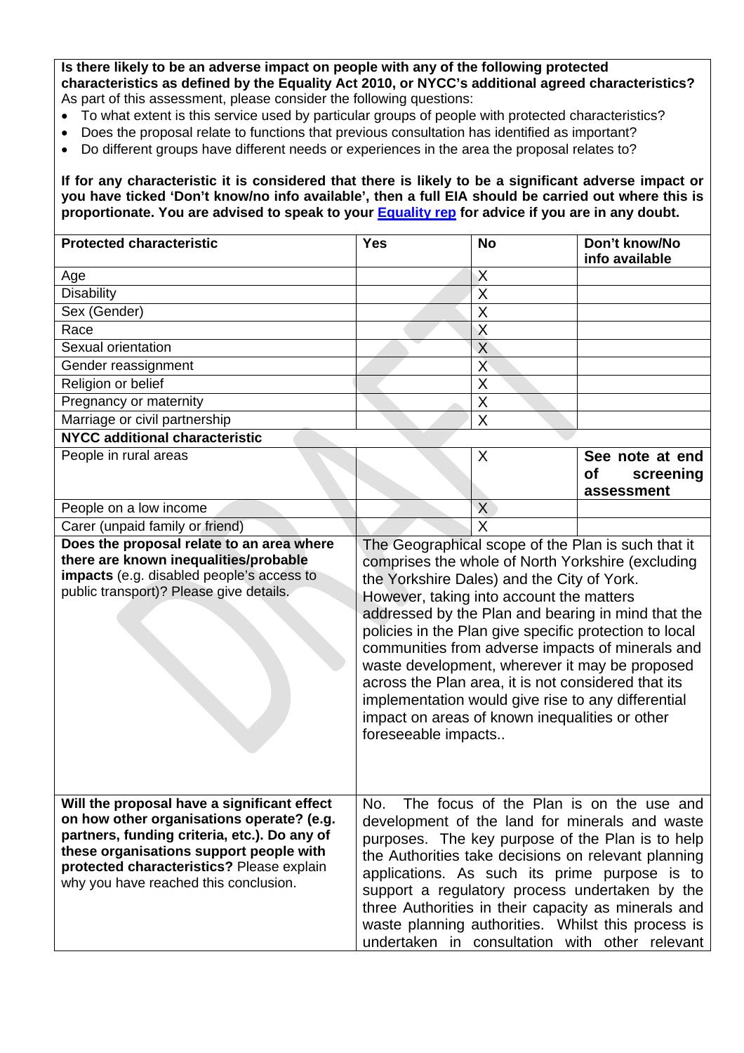**Is there likely to be an adverse impact on people with any of the following protected characteristics as defined by the Equality Act 2010, or NYCC's additional agreed characteristics?**
As part of this assessment, please consider the following questions:

- To what extent is this service used by particular groups of people with protected characteristics?
- Does the proposal relate to functions that previous consultation has identified as important?
- Do different groups have different needs or experiences in the area the proposal relates to?

**If for any characteristic it is considered that there is likely to be a significant adverse impact or you have ticked 'Don't know/no info available', then a full EIA should be carried out where this is proportionate. You are advised to speak to your Equality rep for advice if you are in any doubt.**

| Protected characteristic | Yes | No | Don't know/No info available |
|---|---|---|---|
| Age | | X | |
| Disability | | X | |
| Sex (Gender) | | X | |
| Race | | X | |
| Sexual orientation | | X | |
| Gender reassignment | | X | |
| Religion or belief | | X | |
| Pregnancy or maternity | | X | |
| Marriage or civil partnership | | X | |
| **NYCC additional characteristic** | | | |
| People in rural areas | | X | **See note at end of screening assessment** |
| People on a low income | | X | |
| Carer (unpaid family or friend) | | X | |

| | |
|---|---|
| **Does the proposal relate to an area where there are known inequalities/probable impacts** (e.g. disabled people's access to public transport)? Please give details. | The Geographical scope of the Plan is such that it comprises the whole of North Yorkshire (excluding the Yorkshire Dales) and the City of York. However, taking into account the matters addressed by the Plan and bearing in mind that the policies in the Plan give specific protection to local communities from adverse impacts of minerals and waste development, wherever it may be proposed across the Plan area, it is not considered that its implementation would give rise to any differential impact on areas of known inequalities or other foreseeable impacts.. |
| **Will the proposal have a significant effect on how other organisations operate? (e.g. partners, funding criteria, etc.). Do any of these organisations support people with protected characteristics?** Please explain why you have reached this conclusion. | No. The focus of the Plan is on the use and development of the land for minerals and waste purposes. The key purpose of the Plan is to help the Authorities take decisions on relevant planning applications. As such its prime purpose is to support a regulatory process undertaken by the three Authorities in their capacity as minerals and waste planning authorities. Whilst this process is undertaken in consultation with other relevant |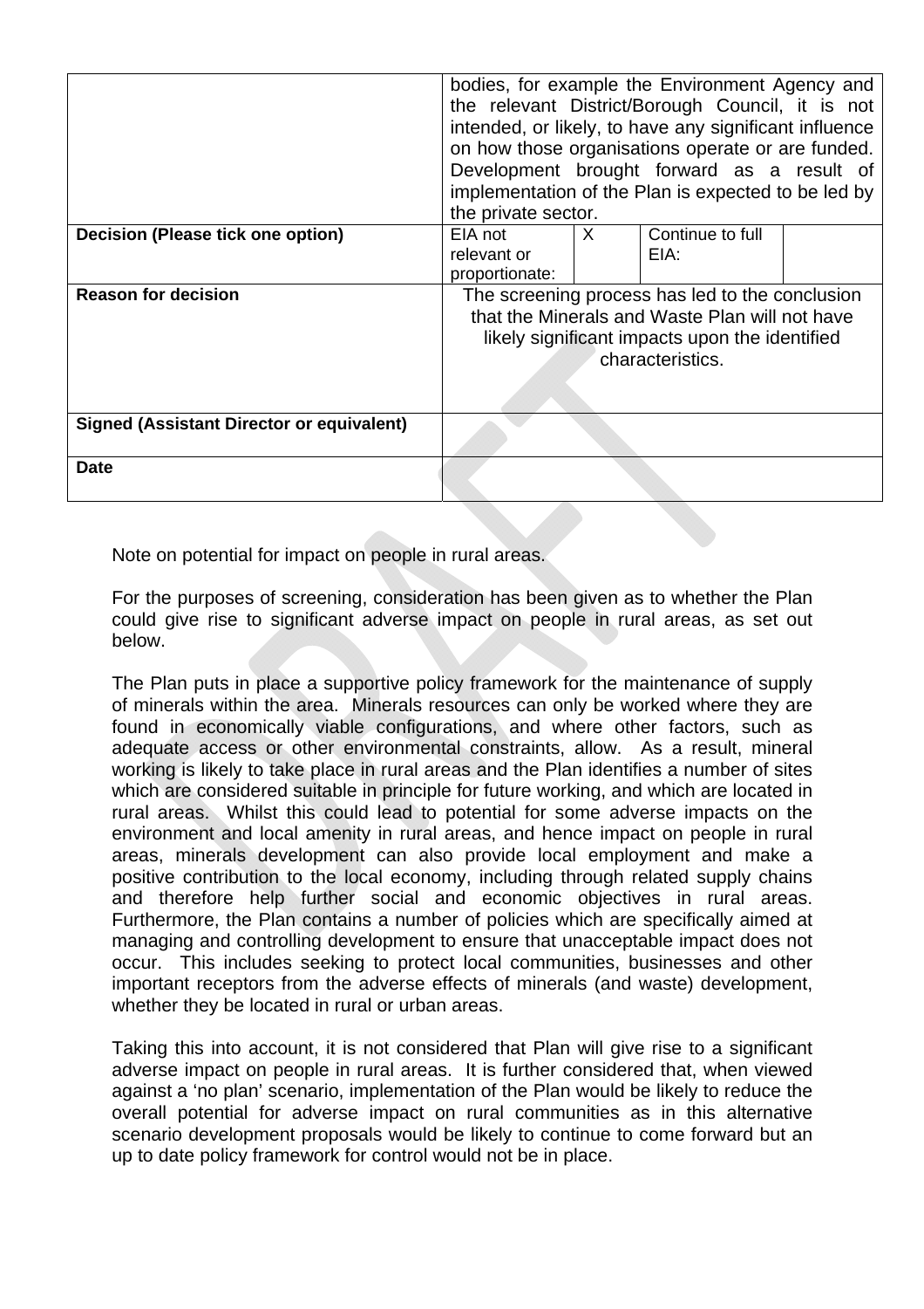| | | | | |
|---|---|---|---|---|
| | bodies, for example the Environment Agency and the relevant District/Borough Council, it is not intended, or likely, to have any significant influence on how those organisations operate or are funded. Development brought forward as a result of implementation of the Plan is expected to be led by the private sector. | | | |
| **Decision (Please tick one option)** | EIA not relevant or proportionate: | X | Continue to full EIA: | |
| **Reason for decision** | The screening process has led to the conclusion that the Minerals and Waste Plan will not have likely significant impacts upon the identified characteristics. | | | |
| **Signed (Assistant Director or equivalent)** | | | | |
| **Date** | | | | |

Note on potential for impact on people in rural areas.

For the purposes of screening, consideration has been given as to whether the Plan could give rise to significant adverse impact on people in rural areas, as set out below.

The Plan puts in place a supportive policy framework for the maintenance of supply of minerals within the area. Minerals resources can only be worked where they are found in economically viable configurations, and where other factors, such as adequate access or other environmental constraints, allow. As a result, mineral working is likely to take place in rural areas and the Plan identifies a number of sites which are considered suitable in principle for future working, and which are located in rural areas. Whilst this could lead to potential for some adverse impacts on the environment and local amenity in rural areas, and hence impact on people in rural areas, minerals development can also provide local employment and make a positive contribution to the local economy, including through related supply chains and therefore help further social and economic objectives in rural areas. Furthermore, the Plan contains a number of policies which are specifically aimed at managing and controlling development to ensure that unacceptable impact does not occur. This includes seeking to protect local communities, businesses and other important receptors from the adverse effects of minerals (and waste) development, whether they be located in rural or urban areas.

Taking this into account, it is not considered that Plan will give rise to a significant adverse impact on people in rural areas. It is further considered that, when viewed against a 'no plan' scenario, implementation of the Plan would be likely to reduce the overall potential for adverse impact on rural communities as in this alternative scenario development proposals would be likely to continue to come forward but an up to date policy framework for control would not be in place.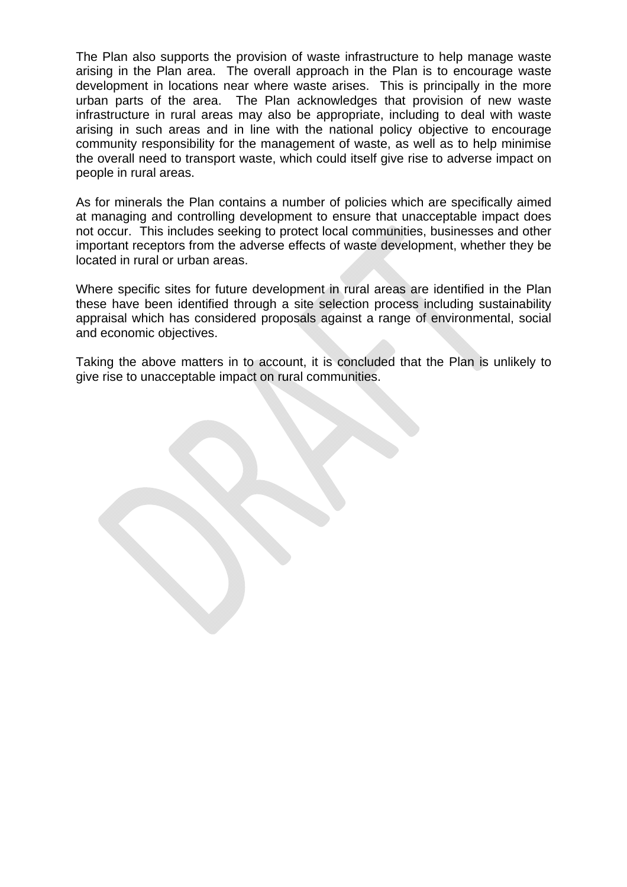The Plan also supports the provision of waste infrastructure to help manage waste arising in the Plan area. The overall approach in the Plan is to encourage waste development in locations near where waste arises. This is principally in the more urban parts of the area. The Plan acknowledges that provision of new waste infrastructure in rural areas may also be appropriate, including to deal with waste arising in such areas and in line with the national policy objective to encourage community responsibility for the management of waste, as well as to help minimise the overall need to transport waste, which could itself give rise to adverse impact on people in rural areas.

As for minerals the Plan contains a number of policies which are specifically aimed at managing and controlling development to ensure that unacceptable impact does not occur. This includes seeking to protect local communities, businesses and other important receptors from the adverse effects of waste development, whether they be located in rural or urban areas.

Where specific sites for future development in rural areas are identified in the Plan these have been identified through a site selection process including sustainability appraisal which has considered proposals against a range of environmental, social and economic objectives.

Taking the above matters in to account, it is concluded that the Plan is unlikely to give rise to unacceptable impact on rural communities.